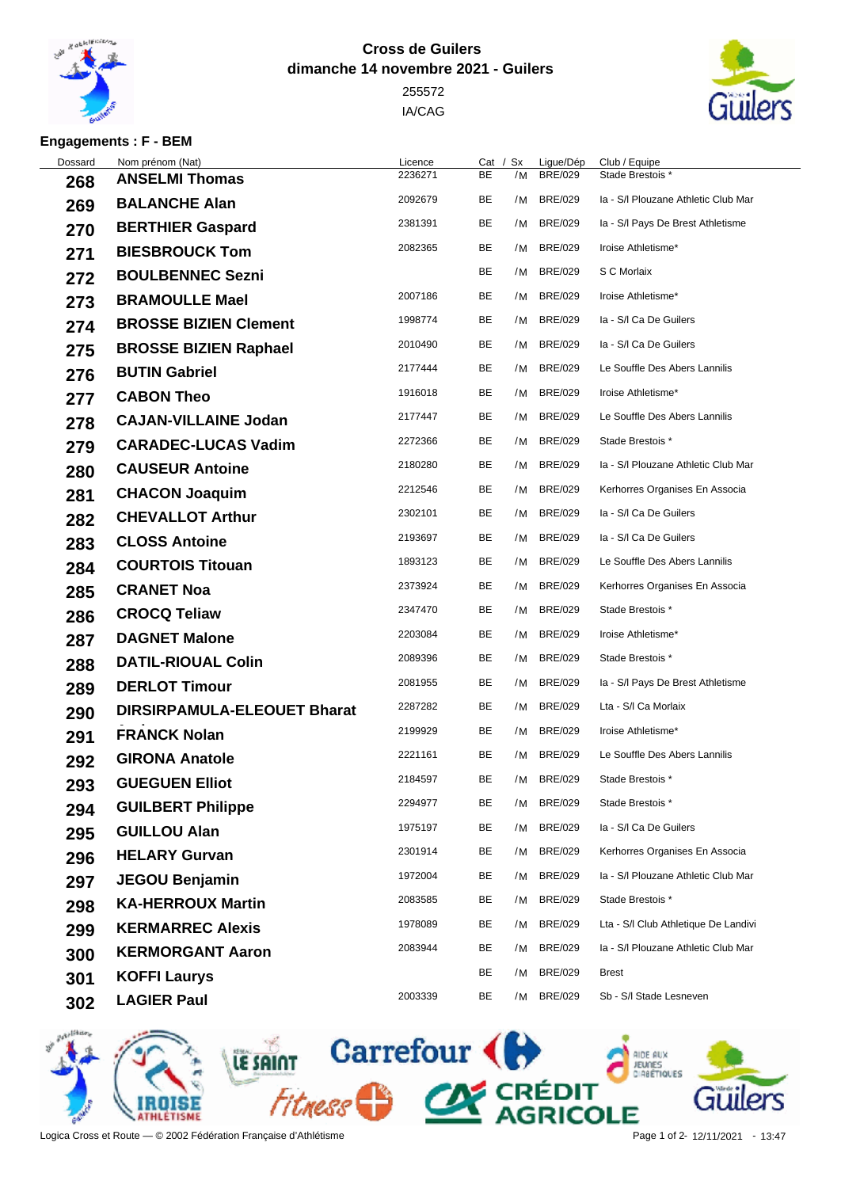**Cross de Guilers**
**dimanche 14 novembre 2021 - Guilers**
255572
IA/CAG

**Engagements : F - BEM**

| Dossard | Nom prénom (Nat) | Licence | Cat | / Sx | Ligue/Dép | Club / Equipe |
|---|---|---|---|---|---|---|
| 268 | **ANSELMI Thomas** | 2236271 | BE | /M | BRE/029 | Stade Brestois * |
| 269 | **BALANCHE Alan** | 2092679 | BE | /M | BRE/029 | Ia - S/l Plouzane Athletic Club Mar |
| 270 | **BERTHIER Gaspard** | 2381391 | BE | /M | BRE/029 | Ia - S/l Pays De Brest Athletisme |
| 271 | **BIESBROUCK Tom** | 2082365 | BE | /M | BRE/029 | Iroise Athletisme* |
| 272 | **BOULBENNEC Sezni** | | BE | /M | BRE/029 | S C Morlaix |
| 273 | **BRAMOULLE Mael** | 2007186 | BE | /M | BRE/029 | Iroise Athletisme* |
| 274 | **BROSSE BIZIEN Clement** | 1998774 | BE | /M | BRE/029 | Ia - S/l Ca De Guilers |
| 275 | **BROSSE BIZIEN Raphael** | 2010490 | BE | /M | BRE/029 | Ia - S/l Ca De Guilers |
| 276 | **BUTIN Gabriel** | 2177444 | BE | /M | BRE/029 | Le Souffle Des Abers Lannilis |
| 277 | **CABON Theo** | 1916018 | BE | /M | BRE/029 | Iroise Athletisme* |
| 278 | **CAJAN-VILLAINE Jodan** | 2177447 | BE | /M | BRE/029 | Le Souffle Des Abers Lannilis |
| 279 | **CARADEC-LUCAS Vadim** | 2272366 | BE | /M | BRE/029 | Stade Brestois * |
| 280 | **CAUSEUR Antoine** | 2180280 | BE | /M | BRE/029 | Ia - S/l Plouzane Athletic Club Mar |
| 281 | **CHACON Joaquim** | 2212546 | BE | /M | BRE/029 | Kerhorres Organises En Associa |
| 282 | **CHEVALLOT Arthur** | 2302101 | BE | /M | BRE/029 | Ia - S/l Ca De Guilers |
| 283 | **CLOSS Antoine** | 2193697 | BE | /M | BRE/029 | Ia - S/l Ca De Guilers |
| 284 | **COURTOIS Titouan** | 1893123 | BE | /M | BRE/029 | Le Souffle Des Abers Lannilis |
| 285 | **CRANET Noa** | 2373924 | BE | /M | BRE/029 | Kerhorres Organises En Associa |
| 286 | **CROCQ Teliaw** | 2347470 | BE | /M | BRE/029 | Stade Brestois * |
| 287 | **DAGNET Malone** | 2203084 | BE | /M | BRE/029 | Iroise Athletisme* |
| 288 | **DATIL-RIOUAL Colin** | 2089396 | BE | /M | BRE/029 | Stade Brestois * |
| 289 | **DERLOT Timour** | 2081955 | BE | /M | BRE/029 | Ia - S/l Pays De Brest Athletisme |
| 290 | **DIRSIRPAMULA-ELEOUET Bharat** | 2287282 | BE | /M | BRE/029 | Lta - S/l Ca Morlaix |
| 291 | **FRANCK Nolan** | 2199929 | BE | /M | BRE/029 | Iroise Athletisme* |
| 292 | **GIRONA Anatole** | 2221161 | BE | /M | BRE/029 | Le Souffle Des Abers Lannilis |
| 293 | **GUEGUEN Elliot** | 2184597 | BE | /M | BRE/029 | Stade Brestois * |
| 294 | **GUILBERT Philippe** | 2294977 | BE | /M | BRE/029 | Stade Brestois * |
| 295 | **GUILLOU Alan** | 1975197 | BE | /M | BRE/029 | Ia - S/l Ca De Guilers |
| 296 | **HELARY Gurvan** | 2301914 | BE | /M | BRE/029 | Kerhorres Organises En Associa |
| 297 | **JEGOU Benjamin** | 1972004 | BE | /M | BRE/029 | Ia - S/l Plouzane Athletic Club Mar |
| 298 | **KA-HERROUX Martin** | 2083585 | BE | /M | BRE/029 | Stade Brestois * |
| 299 | **KERMARREC Alexis** | 1978089 | BE | /M | BRE/029 | Lta - S/l Club Athletique De Landivi |
| 300 | **KERMORGANT Aaron** | 2083944 | BE | /M | BRE/029 | Ia - S/l Plouzane Athletic Club Mar |
| 301 | **KOFFI Laurys** | | BE | /M | BRE/029 | Brest |
| 302 | **LAGIER Paul** | 2003339 | BE | /M | BRE/029 | Sb - S/l Stade Lesneven |

Logica Cross et Route — © 2002 Fédération Française d'Athlétisme
12/11/2021 - 13:47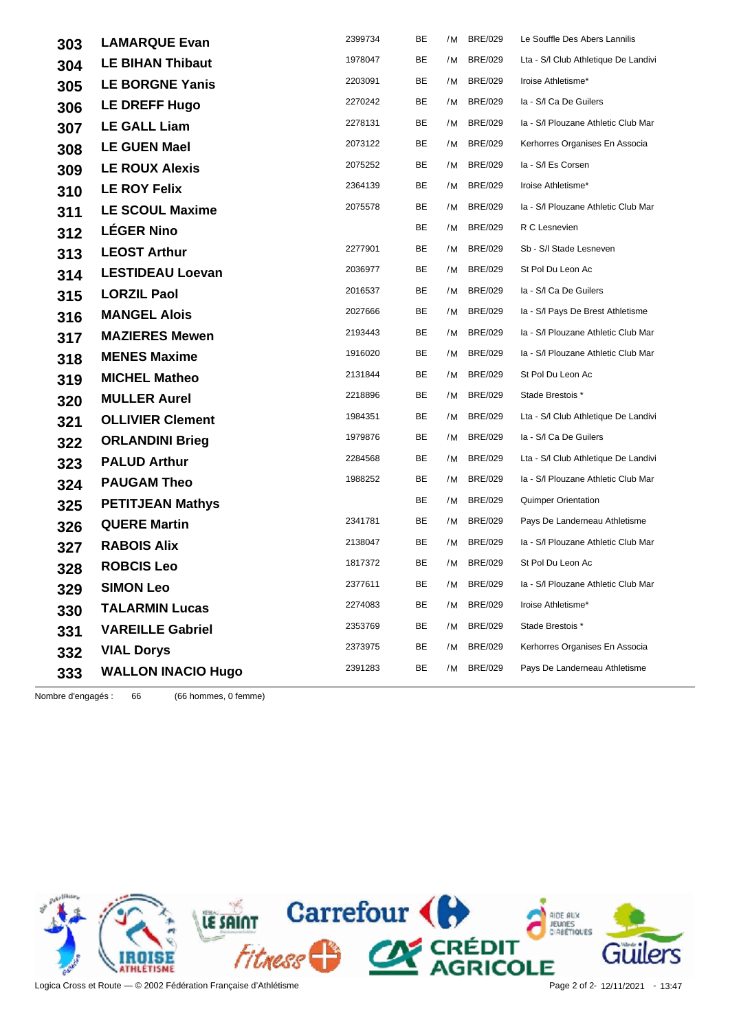| | | | | | | |
|---|---|---|---|---|---|---|
| **303** | **LAMARQUE Evan** | 2399734 | BE | /M | BRE/029 | Le Souffle Des Abers Lannilis |
| **304** | **LE BIHAN Thibaut** | 1978047 | BE | /M | BRE/029 | Lta - S/l Club Athletique De Landivi |
| **305** | **LE BORGNE Yanis** | 2203091 | BE | /M | BRE/029 | Iroise Athletisme* |
| **306** | **LE DREFF Hugo** | 2270242 | BE | /M | BRE/029 | Ia - S/l Ca De Guilers |
| **307** | **LE GALL Liam** | 2278131 | BE | /M | BRE/029 | Ia - S/l Plouzane Athletic Club Mar |
| **308** | **LE GUEN Mael** | 2073122 | BE | /M | BRE/029 | Kerhorres Organises En Associa |
| **309** | **LE ROUX Alexis** | 2075252 | BE | /M | BRE/029 | Ia - S/l Es Corsen |
| **310** | **LE ROY Felix** | 2364139 | BE | /M | BRE/029 | Iroise Athletisme* |
| **311** | **LE SCOUL Maxime** | 2075578 | BE | /M | BRE/029 | Ia - S/l Plouzane Athletic Club Mar |
| **312** | **LÉGER Nino** | | BE | /M | BRE/029 | R C Lesnevien |
| **313** | **LEOST Arthur** | 2277901 | BE | /M | BRE/029 | Sb - S/l Stade Lesneven |
| **314** | **LESTIDEAU Loevan** | 2036977 | BE | /M | BRE/029 | St Pol Du Leon Ac |
| **315** | **LORZIL Paol** | 2016537 | BE | /M | BRE/029 | Ia - S/l Ca De Guilers |
| **316** | **MANGEL Alois** | 2027666 | BE | /M | BRE/029 | Ia - S/l Pays De Brest Athletisme |
| **317** | **MAZIERES Mewen** | 2193443 | BE | /M | BRE/029 | Ia - S/l Plouzane Athletic Club Mar |
| **318** | **MENES Maxime** | 1916020 | BE | /M | BRE/029 | Ia - S/l Plouzane Athletic Club Mar |
| **319** | **MICHEL Matheo** | 2131844 | BE | /M | BRE/029 | St Pol Du Leon Ac |
| **320** | **MULLER Aurel** | 2218896 | BE | /M | BRE/029 | Stade Brestois * |
| **321** | **OLLIVIER Clement** | 1984351 | BE | /M | BRE/029 | Lta - S/l Club Athletique De Landivi |
| **322** | **ORLANDINI Brieg** | 1979876 | BE | /M | BRE/029 | Ia - S/l Ca De Guilers |
| **323** | **PALUD Arthur** | 2284568 | BE | /M | BRE/029 | Lta - S/l Club Athletique De Landivi |
| **324** | **PAUGAM Theo** | 1988252 | BE | /M | BRE/029 | Ia - S/l Plouzane Athletic Club Mar |
| **325** | **PETITJEAN Mathys** | | BE | /M | BRE/029 | Quimper Orientation |
| **326** | **QUERE Martin** | 2341781 | BE | /M | BRE/029 | Pays De Landerneau Athletisme |
| **327** | **RABOIS Alix** | 2138047 | BE | /M | BRE/029 | Ia - S/l Plouzane Athletic Club Mar |
| **328** | **ROBCIS Leo** | 1817372 | BE | /M | BRE/029 | St Pol Du Leon Ac |
| **329** | **SIMON Leo** | 2377611 | BE | /M | BRE/029 | Ia - S/l Plouzane Athletic Club Mar |
| **330** | **TALARMIN Lucas** | 2274083 | BE | /M | BRE/029 | Iroise Athletisme* |
| **331** | **VAREILLE Gabriel** | 2353769 | BE | /M | BRE/029 | Stade Brestois * |
| **332** | **VIAL Dorys** | 2373975 | BE | /M | BRE/029 | Kerhorres Organises En Associa |
| **333** | **WALLON INACIO Hugo** | 2391283 | BE | /M | BRE/029 | Pays De Landerneau Athletisme |

Nombre d'engagés : 66 (66 hommes, 0 femme)

Logica Cross et Route — © 2002 Fédération Française d'Athlétisme